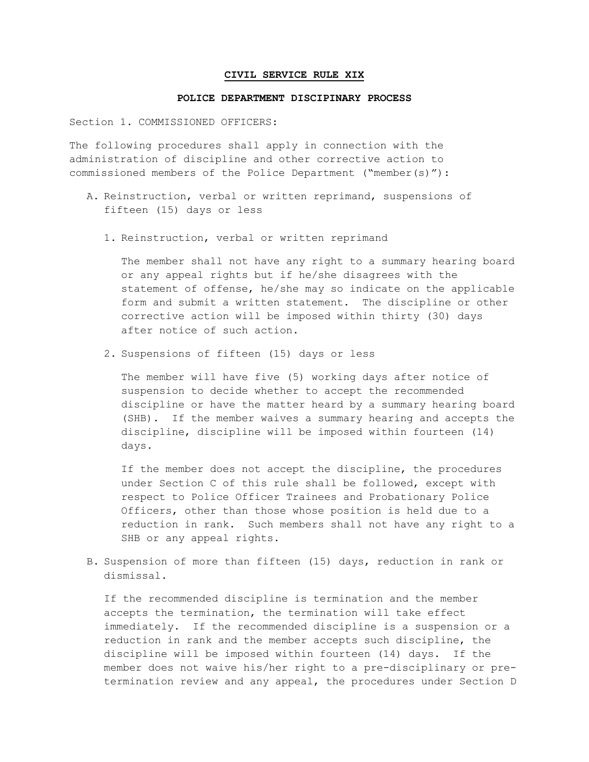**CIVIL SERVICE RULE XIX**

**POLICE DEPARTMENT DISCIPLINARY PROCESS**

Section 1. COMMISSIONED OFFICERS:

The following procedures shall apply in connection with the administration of discipline and other corrective action to commissioned members of the Police Department ("member(s)"):

A. Reinstruction, verbal or written reprimand, suspensions of fifteen (15) days or less

   1. Reinstruction, verbal or written reprimand

      The member shall not have any right to a summary hearing board or any appeal rights but if he/she disagrees with the statement of offense, he/she may so indicate on the applicable form and submit a written statement. The discipline or other corrective action will be imposed within thirty (30) days after notice of such action.

   2. Suspensions of fifteen (15) days or less

      The member will have five (5) working days after notice of suspension to decide whether to accept the recommended discipline or have the matter heard by a summary hearing board (SHB). If the member waives a summary hearing and accepts the discipline, discipline will be imposed within fourteen (14) days.

      If the member does not accept the discipline, the procedures under Section C of this rule shall be followed, except with respect to Police Officer Trainees and Probationary Police Officers, other than those whose position is held due to a reduction in rank. Such members shall not have any right to a SHB or any appeal rights.

B. Suspension of more than fifteen (15) days, reduction in rank or dismissal.

   If the recommended discipline is termination and the member accepts the termination, the termination will take effect immediately. If the recommended discipline is a suspension or a reduction in rank and the member accepts such discipline, the discipline will be imposed within fourteen (14) days. If the member does not waive his/her right to a pre-disciplinary or pre-termination review and any appeal, the procedures under Section D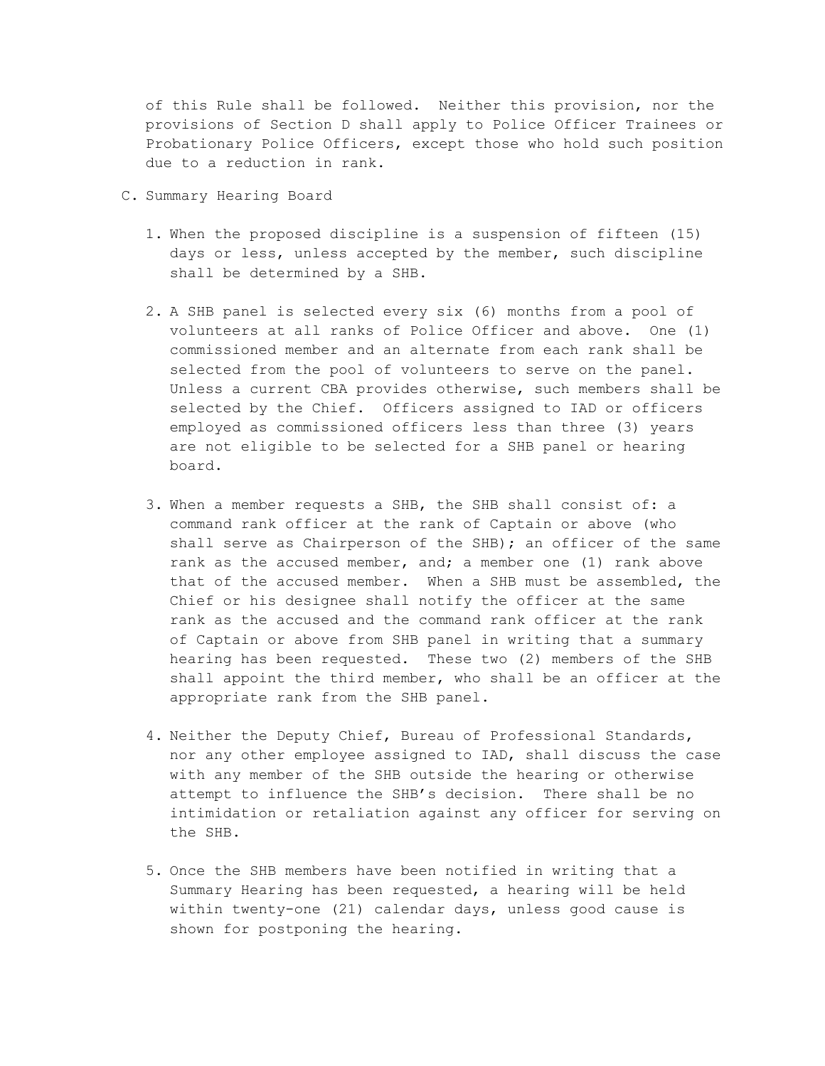of this Rule shall be followed. Neither this provision, nor the provisions of Section D shall apply to Police Officer Trainees or Probationary Police Officers, except those who hold such position due to a reduction in rank.

C. Summary Hearing Board

1. When the proposed discipline is a suspension of fifteen (15) days or less, unless accepted by the member, such discipline shall be determined by a SHB.

2. A SHB panel is selected every six (6) months from a pool of volunteers at all ranks of Police Officer and above. One (1) commissioned member and an alternate from each rank shall be selected from the pool of volunteers to serve on the panel. Unless a current CBA provides otherwise, such members shall be selected by the Chief. Officers assigned to IAD or officers employed as commissioned officers less than three (3) years are not eligible to be selected for a SHB panel or hearing board.

3. When a member requests a SHB, the SHB shall consist of: a command rank officer at the rank of Captain or above (who shall serve as Chairperson of the SHB); an officer of the same rank as the accused member, and; a member one (1) rank above that of the accused member. When a SHB must be assembled, the Chief or his designee shall notify the officer at the same rank as the accused and the command rank officer at the rank of Captain or above from SHB panel in writing that a summary hearing has been requested. These two (2) members of the SHB shall appoint the third member, who shall be an officer at the appropriate rank from the SHB panel.

4. Neither the Deputy Chief, Bureau of Professional Standards, nor any other employee assigned to IAD, shall discuss the case with any member of the SHB outside the hearing or otherwise attempt to influence the SHB's decision. There shall be no intimidation or retaliation against any officer for serving on the SHB.

5. Once the SHB members have been notified in writing that a Summary Hearing has been requested, a hearing will be held within twenty-one (21) calendar days, unless good cause is shown for postponing the hearing.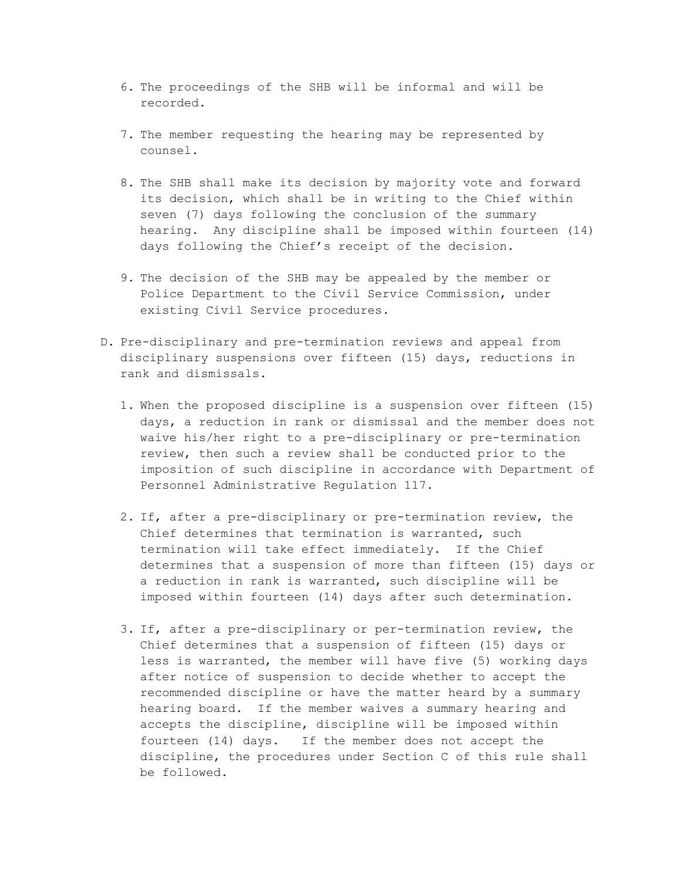6. The proceedings of the SHB will be informal and will be recorded.

7. The member requesting the hearing may be represented by counsel.

8. The SHB shall make its decision by majority vote and forward its decision, which shall be in writing to the Chief within seven (7) days following the conclusion of the summary hearing. Any discipline shall be imposed within fourteen (14) days following the Chief's receipt of the decision.

9. The decision of the SHB may be appealed by the member or Police Department to the Civil Service Commission, under existing Civil Service procedures.

D. Pre-disciplinary and pre-termination reviews and appeal from disciplinary suspensions over fifteen (15) days, reductions in rank and dismissals.

   1. When the proposed discipline is a suspension over fifteen (15) days, a reduction in rank or dismissal and the member does not waive his/her right to a pre-disciplinary or pre-termination review, then such a review shall be conducted prior to the imposition of such discipline in accordance with Department of Personnel Administrative Regulation 117.

   2. If, after a pre-disciplinary or pre-termination review, the Chief determines that termination is warranted, such termination will take effect immediately. If the Chief determines that a suspension of more than fifteen (15) days or a reduction in rank is warranted, such discipline will be imposed within fourteen (14) days after such determination.

   3. If, after a pre-disciplinary or per-termination review, the Chief determines that a suspension of fifteen (15) days or less is warranted, the member will have five (5) working days after notice of suspension to decide whether to accept the recommended discipline or have the matter heard by a summary hearing board. If the member waives a summary hearing and accepts the discipline, discipline will be imposed within fourteen (14) days. If the member does not accept the discipline, the procedures under Section C of this rule shall be followed.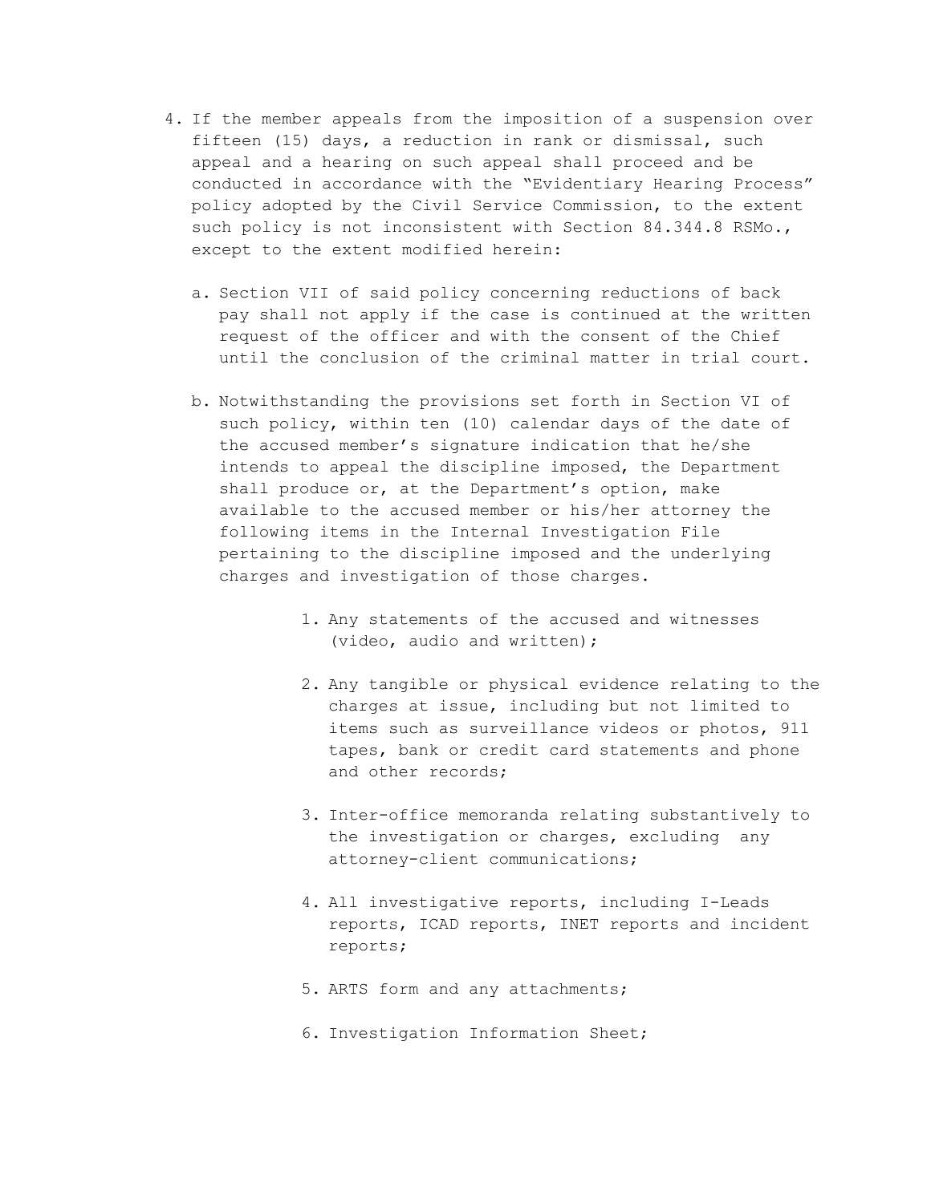4. If the member appeals from the imposition of a suspension over fifteen (15) days, a reduction in rank or dismissal, such appeal and a hearing on such appeal shall proceed and be conducted in accordance with the "Evidentiary Hearing Process" policy adopted by the Civil Service Commission, to the extent such policy is not inconsistent with Section 84.344.8 RSMo., except to the extent modified herein:

   a. Section VII of said policy concerning reductions of back pay shall not apply if the case is continued at the written request of the officer and with the consent of the Chief until the conclusion of the criminal matter in trial court.

   b. Notwithstanding the provisions set forth in Section VI of such policy, within ten (10) calendar days of the date of the accused member's signature indication that he/she intends to appeal the discipline imposed, the Department shall produce or, at the Department's option, make available to the accused member or his/her attorney the following items in the Internal Investigation File pertaining to the discipline imposed and the underlying charges and investigation of those charges.

      1. Any statements of the accused and witnesses (video, audio and written);

      2. Any tangible or physical evidence relating to the charges at issue, including but not limited to items such as surveillance videos or photos, 911 tapes, bank or credit card statements and phone and other records;

      3. Inter-office memoranda relating substantively to the investigation or charges, excluding any attorney-client communications;

      4. All investigative reports, including I-Leads reports, ICAD reports, INET reports and incident reports;

      5. ARTS form and any attachments;

      6. Investigation Information Sheet;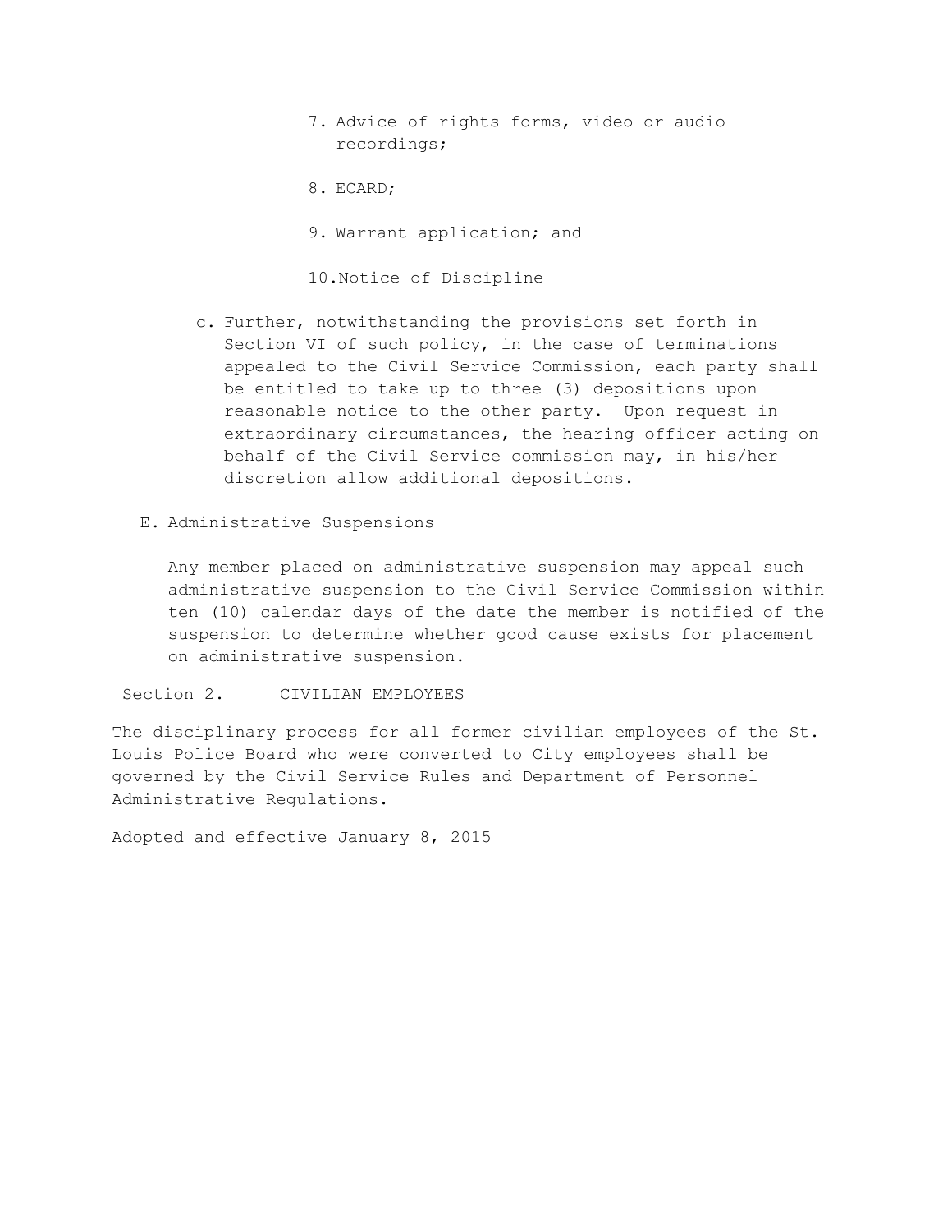7. Advice of rights forms, video or audio recordings;

8. ECARD;

9. Warrant application; and

10. Notice of Discipline

c. Further, notwithstanding the provisions set forth in Section VI of such policy, in the case of terminations appealed to the Civil Service Commission, each party shall be entitled to take up to three (3) depositions upon reasonable notice to the other party. Upon request in extraordinary circumstances, the hearing officer acting on behalf of the Civil Service commission may, in his/her discretion allow additional depositions.

E. Administrative Suspensions

Any member placed on administrative suspension may appeal such administrative suspension to the Civil Service Commission within ten (10) calendar days of the date the member is notified of the suspension to determine whether good cause exists for placement on administrative suspension.

Section 2. CIVILIAN EMPLOYEES

The disciplinary process for all former civilian employees of the St. Louis Police Board who were converted to City employees shall be governed by the Civil Service Rules and Department of Personnel Administrative Regulations.

Adopted and effective January 8, 2015